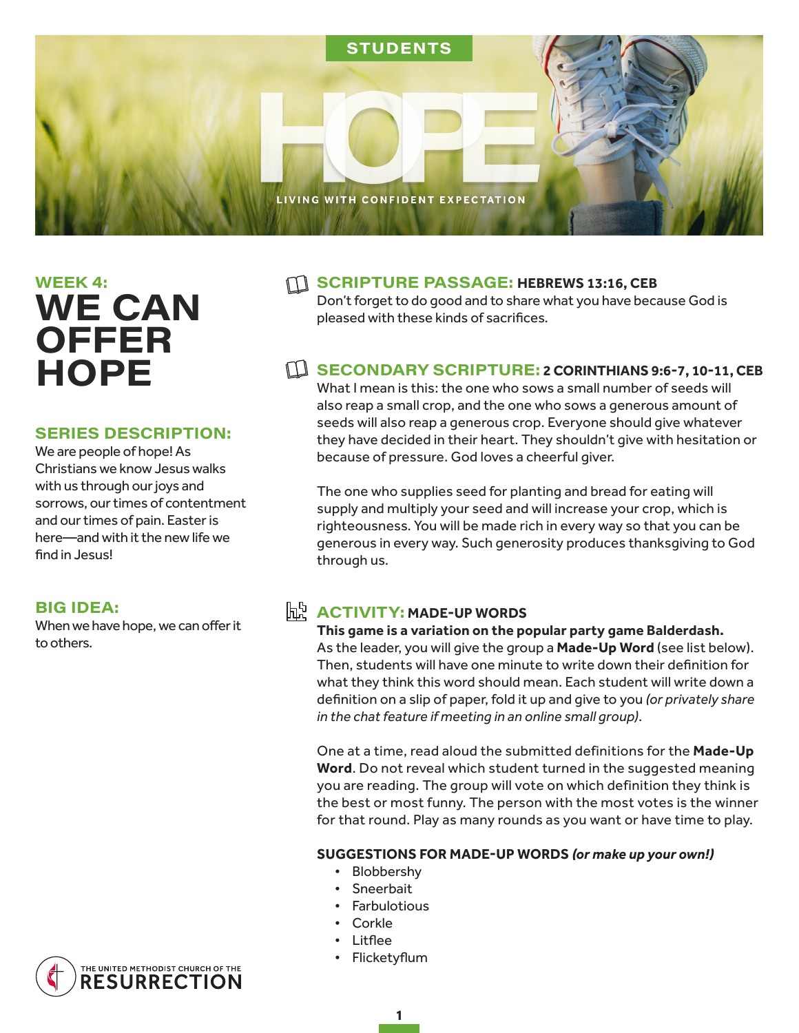STUDENTS

# HOPE

LIVING WITH CONFIDENT EXPECTATION

## WEEK 4:

# WE CAN OFFER HOPE

## SERIES DESCRIPTION:

We are people of hope! As Christians we know Jesus walks with us through our joys and sorrows, our times of contentment and our times of pain. Easter is here—and with it the new life we find in Jesus!

## BIG IDEA:

When we have hope, we can offer it to others.

## SCRIPTURE PASSAGE: HEBREWS 13:16, CEB

Don't forget to do good and to share what you have because God is pleased with these kinds of sacrifices.

## SECONDARY SCRIPTURE: 2 CORINTHIANS 9:6-7, 10-11, CEB

What I mean is this: the one who sows a small number of seeds will also reap a small crop, and the one who sows a generous amount of seeds will also reap a generous crop. Everyone should give whatever they have decided in their heart. They shouldn't give with hesitation or because of pressure. God loves a cheerful giver.

The one who supplies seed for planting and bread for eating will supply and multiply your seed and will increase your crop, which is righteousness. You will be made rich in every way so that you can be generous in every way. Such generosity produces thanksgiving to God through us.

## ACTIVITY: MADE-UP WORDS

**This game is a variation on the popular party game Balderdash.** As the leader, you will give the group a **Made-Up Word** (see list below). Then, students will have one minute to write down their definition for what they think this word should mean. Each student will write down a definition on a slip of paper, fold it up and give to you *(or privately share in the chat feature if meeting in an online small group)*.

One at a time, read aloud the submitted definitions for the **Made-Up Word**. Do not reveal which student turned in the suggested meaning you are reading. The group will vote on which definition they think is the best or most funny. The person with the most votes is the winner for that round. Play as many rounds as you want or have time to play.

**SUGGESTIONS FOR MADE-UP WORDS *(or make up your own!)***

- Blobbershy
- Sneerbait
- Farbulotious
- Corkle
- Litflee
- Flicketyflum

THE UNITED METHODIST CHURCH OF THE RESURRECTION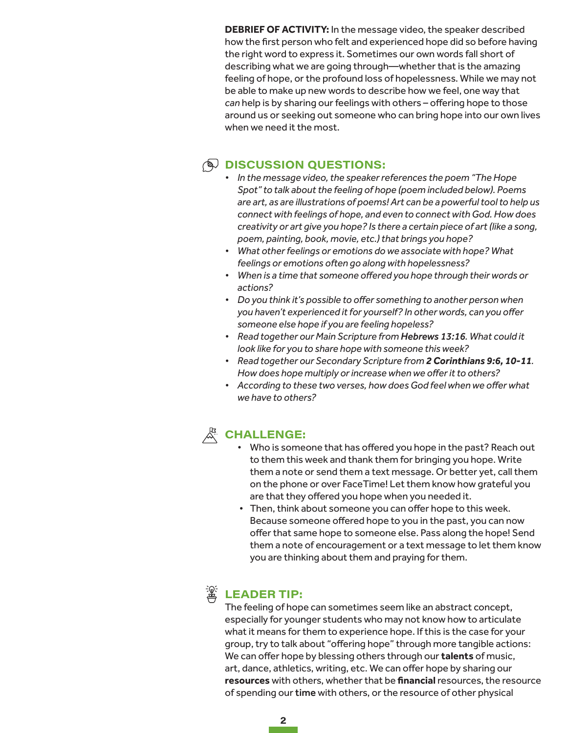**DEBRIEF OF ACTIVITY:** In the message video, the speaker described how the first person who felt and experienced hope did so before having the right word to express it. Sometimes our own words fall short of describing what we are going through—whether that is the amazing feeling of hope, or the profound loss of hopelessness. While we may not be able to make up new words to describe how we feel, one way that *can* help is by sharing our feelings with others – offering hope to those around us or seeking out someone who can bring hope into our own lives when we need it the most.

## DISCUSSION QUESTIONS:

- *In the message video, the speaker references the poem "The Hope Spot" to talk about the feeling of hope (poem included below). Poems are art, as are illustrations of poems! Art can be a powerful tool to help us connect with feelings of hope, and even to connect with God. How does creativity or art give you hope? Is there a certain piece of art (like a song, poem, painting, book, movie, etc.) that brings you hope?*
- *What other feelings or emotions do we associate with hope? What feelings or emotions often go along with hopelessness?*
- *When is a time that someone offered you hope through their words or actions?*
- *Do you think it's possible to offer something to another person when you haven't experienced it for yourself? In other words, can you offer someone else hope if you are feeling hopeless?*
- *Read together our Main Scripture from **Hebrews 13:16**. What could it look like for you to share hope with someone this week?*
- *Read together our Secondary Scripture from **2 Corinthians 9:6, 10-11**. How does hope multiply or increase when we offer it to others?*
- *According to these two verses, how does God feel when we offer what we have to others?*

## CHALLENGE:

- Who is someone that has offered you hope in the past? Reach out to them this week and thank them for bringing you hope. Write them a note or send them a text message. Or better yet, call them on the phone or over FaceTime! Let them know how grateful you are that they offered you hope when you needed it.
- Then, think about someone you can offer hope to this week. Because someone offered hope to you in the past, you can now offer that same hope to someone else. Pass along the hope! Send them a note of encouragement or a text message to let them know you are thinking about them and praying for them.

## LEADER TIP:

The feeling of hope can sometimes seem like an abstract concept, especially for younger students who may not know how to articulate what it means for them to experience hope. If this is the case for your group, try to talk about "offering hope" through more tangible actions: We can offer hope by blessing others through our **talents** of music, art, dance, athletics, writing, etc. We can offer hope by sharing our **resources** with others, whether that be **financial** resources, the resource of spending our **time** with others, or the resource of other physical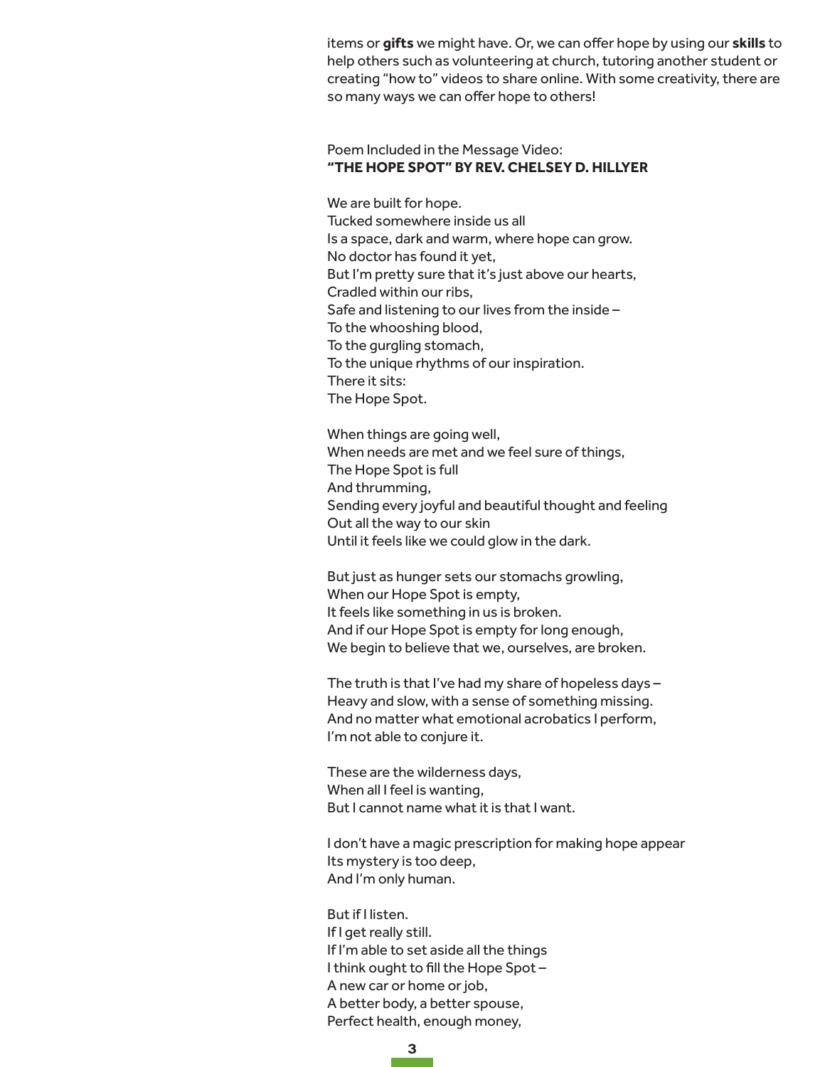items or **gifts** we might have. Or, we can offer hope by using our **skills** to help others such as volunteering at church, tutoring another student or creating "how to" videos to share online. With some creativity, there are so many ways we can offer hope to others!

Poem Included in the Message Video:
**"THE HOPE SPOT" BY REV. CHELSEY D. HILLYER**

We are built for hope.
Tucked somewhere inside us all
Is a space, dark and warm, where hope can grow.
No doctor has found it yet,
But I'm pretty sure that it's just above our hearts,
Cradled within our ribs,
Safe and listening to our lives from the inside –
To the whooshing blood,
To the gurgling stomach,
To the unique rhythms of our inspiration.
There it sits:
The Hope Spot.

When things are going well,
When needs are met and we feel sure of things,
The Hope Spot is full
And thrumming,
Sending every joyful and beautiful thought and feeling
Out all the way to our skin
Until it feels like we could glow in the dark.

But just as hunger sets our stomachs growling,
When our Hope Spot is empty,
It feels like something in us is broken.
And if our Hope Spot is empty for long enough,
We begin to believe that we, ourselves, are broken.

The truth is that I've had my share of hopeless days –
Heavy and slow, with a sense of something missing.
And no matter what emotional acrobatics I perform,
I'm not able to conjure it.

These are the wilderness days,
When all I feel is wanting,
But I cannot name what it is that I want.

I don't have a magic prescription for making hope appear
Its mystery is too deep,
And I'm only human.

But if I listen.
If I get really still.
If I'm able to set aside all the things
I think ought to fill the Hope Spot –
A new car or home or job,
A better body, a better spouse,
Perfect health, enough money,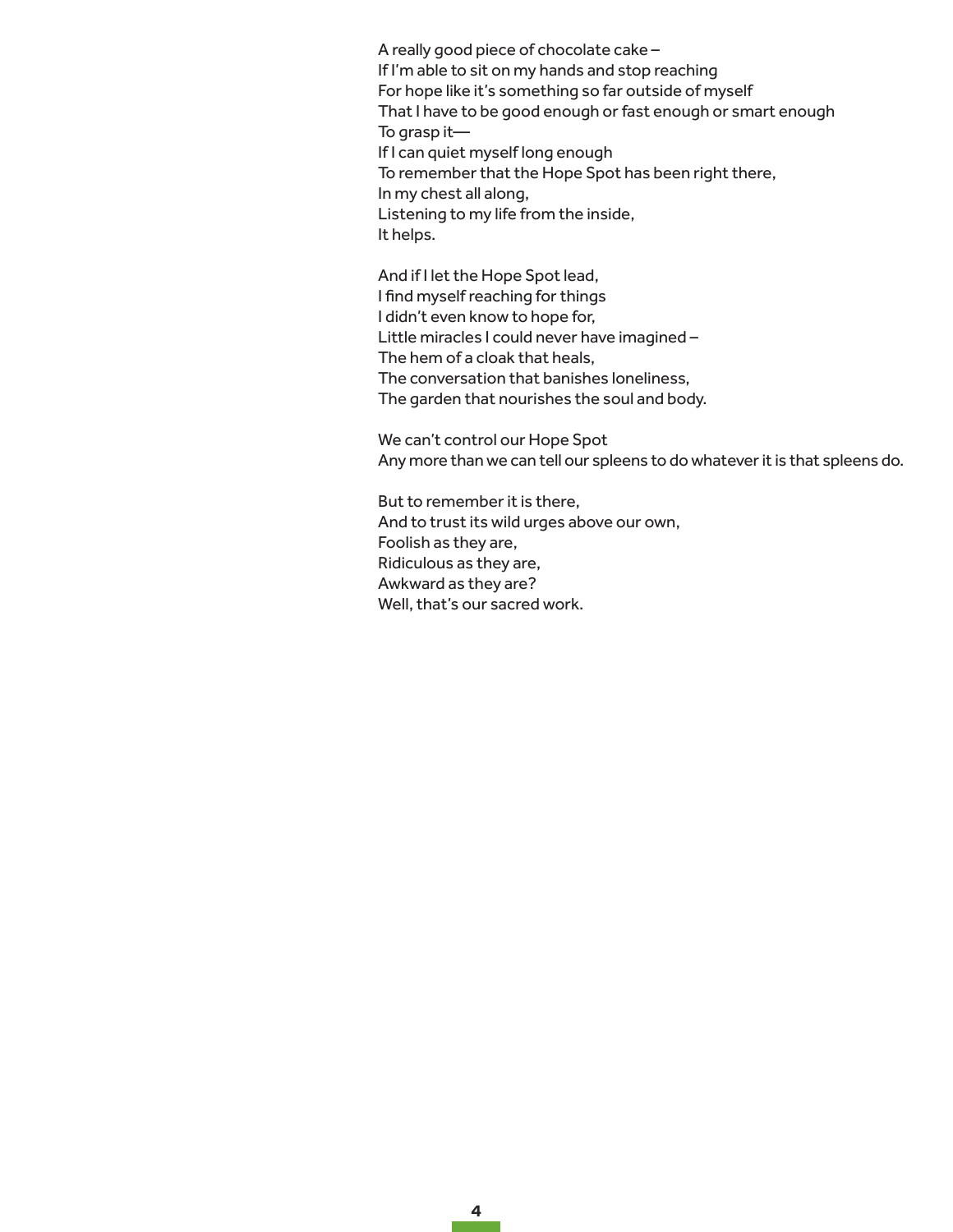A really good piece of chocolate cake –
If I'm able to sit on my hands and stop reaching
For hope like it's something so far outside of myself
That I have to be good enough or fast enough or smart enough
To grasp it—
If I can quiet myself long enough
To remember that the Hope Spot has been right there,
In my chest all along,
Listening to my life from the inside,
It helps.

And if I let the Hope Spot lead,
I find myself reaching for things
I didn't even know to hope for,
Little miracles I could never have imagined –
The hem of a cloak that heals,
The conversation that banishes loneliness,
The garden that nourishes the soul and body.

We can't control our Hope Spot
Any more than we can tell our spleens to do whatever it is that spleens do.

But to remember it is there,
And to trust its wild urges above our own,
Foolish as they are,
Ridiculous as they are,
Awkward as they are?
Well, that's our sacred work.